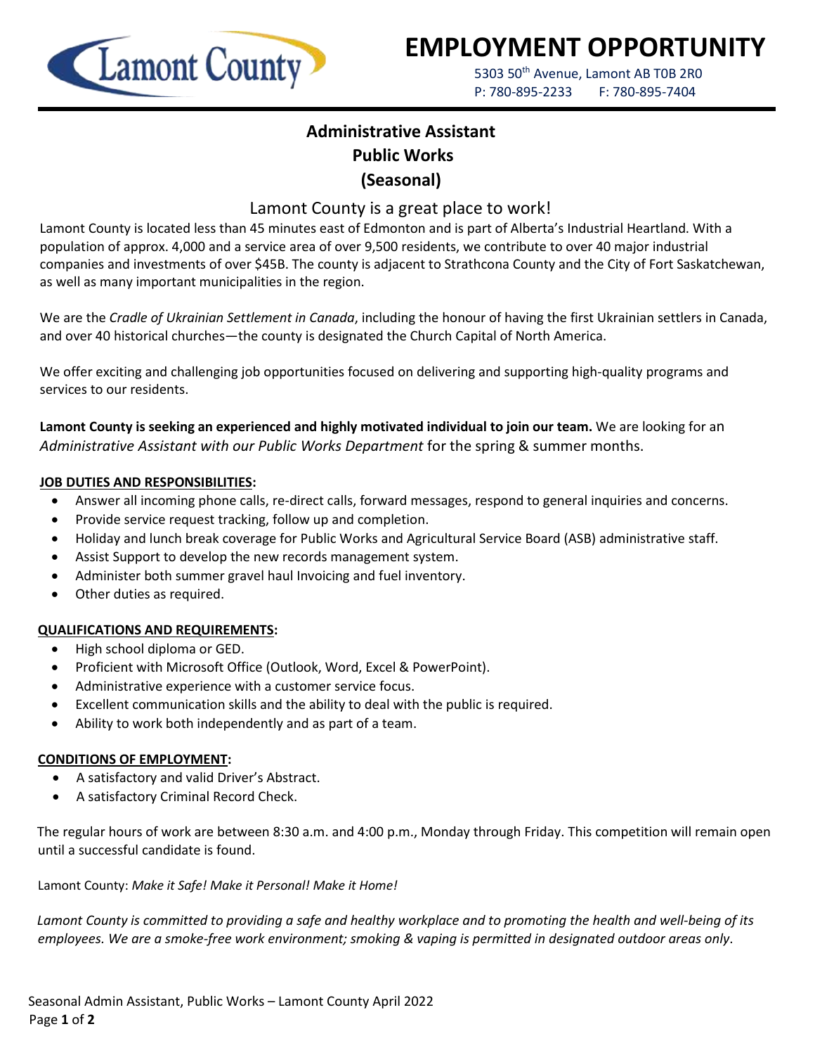# EMPLOYMENT OPPORTUNITY

5303 50th Avenue, Lamont AB T0B 2R0
P: 780-895-2233 F: 780-895-7404

## Administrative Assistant
## Public Works
## (Seasonal)

### Lamont County is a great place to work!

Lamont County is located less than 45 minutes east of Edmonton and is part of Alberta's Industrial Heartland. With a population of approx. 4,000 and a service area of over 9,500 residents, we contribute to over 40 major industrial companies and investments of over $45B. The county is adjacent to Strathcona County and the City of Fort Saskatchewan, as well as many important municipalities in the region.

We are the *Cradle of Ukrainian Settlement in Canada*, including the honour of having the first Ukrainian settlers in Canada, and over 40 historical churches—the county is designated the Church Capital of North America.

We offer exciting and challenging job opportunities focused on delivering and supporting high-quality programs and services to our residents.

**Lamont County is seeking an experienced and highly motivated individual to join our team.** We are looking for an *Administrative Assistant with our Public Works Department* for the spring & summer months.

**JOB DUTIES AND RESPONSIBILITIES:**

- Answer all incoming phone calls, re-direct calls, forward messages, respond to general inquiries and concerns.
- Provide service request tracking, follow up and completion.
- Holiday and lunch break coverage for Public Works and Agricultural Service Board (ASB) administrative staff.
- Assist Support to develop the new records management system.
- Administer both summer gravel haul Invoicing and fuel inventory.
- Other duties as required.

**QUALIFICATIONS AND REQUIREMENTS:**

- High school diploma or GED.
- Proficient with Microsoft Office (Outlook, Word, Excel & PowerPoint).
- Administrative experience with a customer service focus.
- Excellent communication skills and the ability to deal with the public is required.
- Ability to work both independently and as part of a team.

**CONDITIONS OF EMPLOYMENT:**

- A satisfactory and valid Driver's Abstract.
- A satisfactory Criminal Record Check.

The regular hours of work are between 8:30 a.m. and 4:00 p.m., Monday through Friday. This competition will remain open until a successful candidate is found.

Lamont County: *Make it Safe! Make it Personal! Make it Home!*

*Lamont County is committed to providing a safe and healthy workplace and to promoting the health and well-being of its employees. We are a smoke-free work environment; smoking & vaping is permitted in designated outdoor areas only*.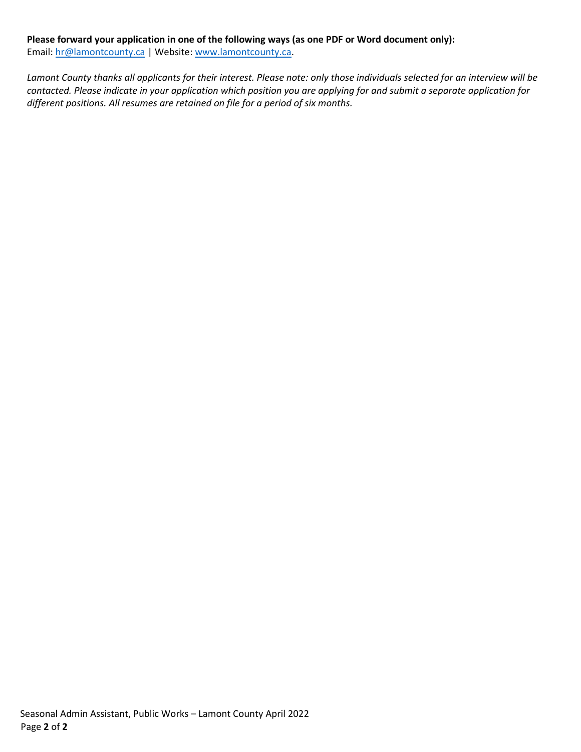**Please forward your application in one of the following ways (as one PDF or Word document only):**
Email: hr@lamontcounty.ca | Website: www.lamontcounty.ca.

*Lamont County thanks all applicants for their interest. Please note: only those individuals selected for an interview will be contacted. Please indicate in your application which position you are applying for and submit a separate application for different positions. All resumes are retained on file for a period of six months.*